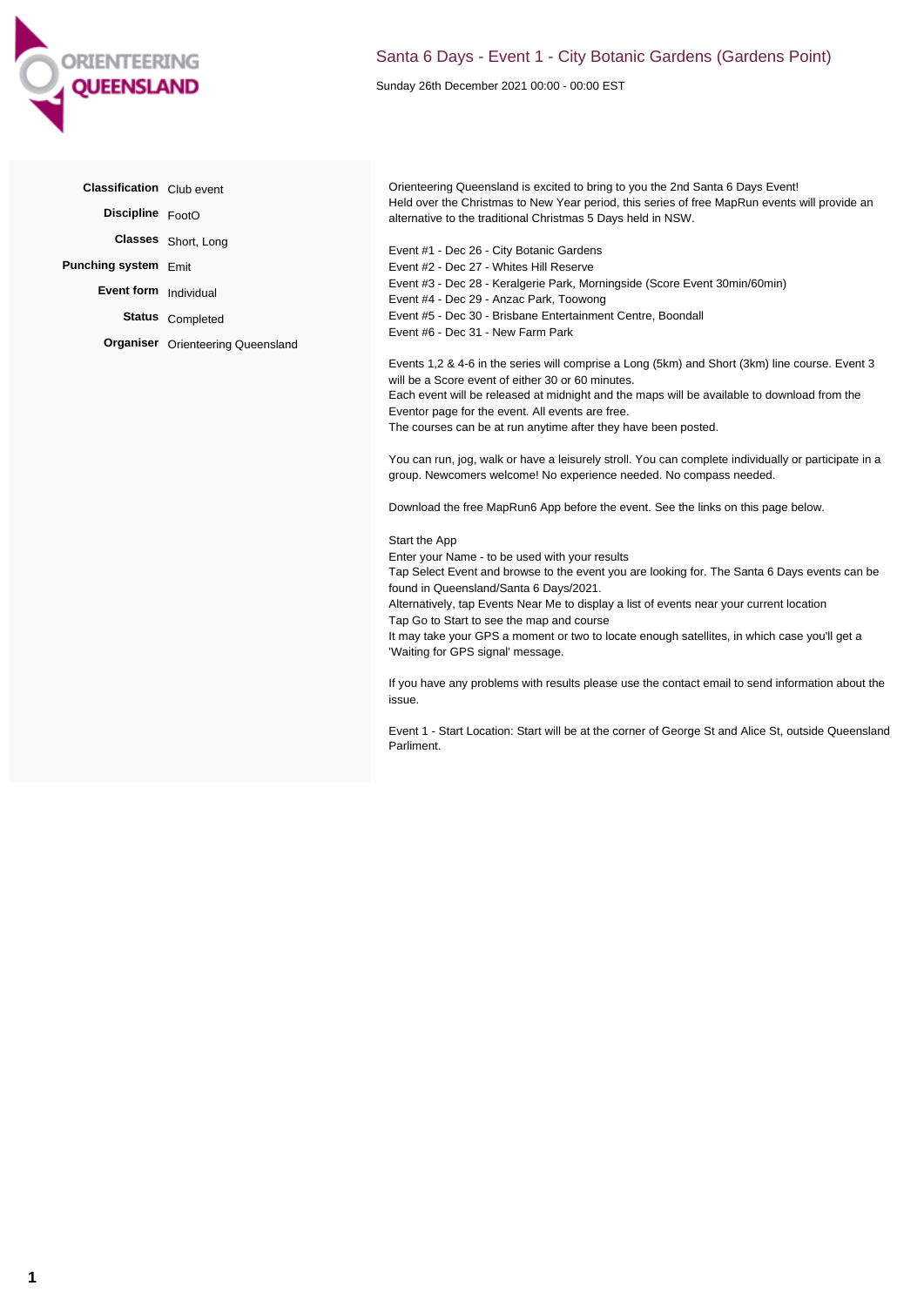ORIENTEERING QUEENSLAND

# Santa 6 Days - Event 1 - City Botanic Gardens (Gardens Point)

Sunday 26th December 2021 00:00 - 00:00 EST

| | |
|---|---|
| **Classification** | Club event |
| **Discipline** | FootO |
| **Classes** | Short, Long |
| **Punching system** | Emit |
| **Event form** | Individual |
| **Status** | Completed |
| **Organiser** | Orienteering Queensland |

Orienteering Queensland is excited to bring to you the 2nd Santa 6 Days Event!
Held over the Christmas to New Year period, this series of free MapRun events will provide an alternative to the traditional Christmas 5 Days held in NSW.

Event #1 - Dec 26 - City Botanic Gardens
Event #2 - Dec 27 - Whites Hill Reserve
Event #3 - Dec 28 - Keralgerie Park, Morningside (Score Event 30min/60min)
Event #4 - Dec 29 - Anzac Park, Toowong
Event #5 - Dec 30 - Brisbane Entertainment Centre, Boondall
Event #6 - Dec 31 - New Farm Park

Events 1,2 & 4-6 in the series will comprise a Long (5km) and Short (3km) line course. Event 3 will be a Score event of either 30 or 60 minutes.
Each event will be released at midnight and the maps will be available to download from the Eventor page for the event. All events are free.
The courses can be at run anytime after they have been posted.

You can run, jog, walk or have a leisurely stroll. You can complete individually or participate in a group. Newcomers welcome! No experience needed. No compass needed.

Download the free MapRun6 App before the event. See the links on this page below.

Start the App
Enter your Name - to be used with your results
Tap Select Event and browse to the event you are looking for. The Santa 6 Days events can be found in Queensland/Santa 6 Days/2021.
Alternatively, tap Events Near Me to display a list of events near your current location
Tap Go to Start to see the map and course
It may take your GPS a moment or two to locate enough satellites, in which case you'll get a 'Waiting for GPS signal' message.

If you have any problems with results please use the contact email to send information about the issue.

Event 1 - Start Location: Start will be at the corner of George St and Alice St, outside Queensland Parliment.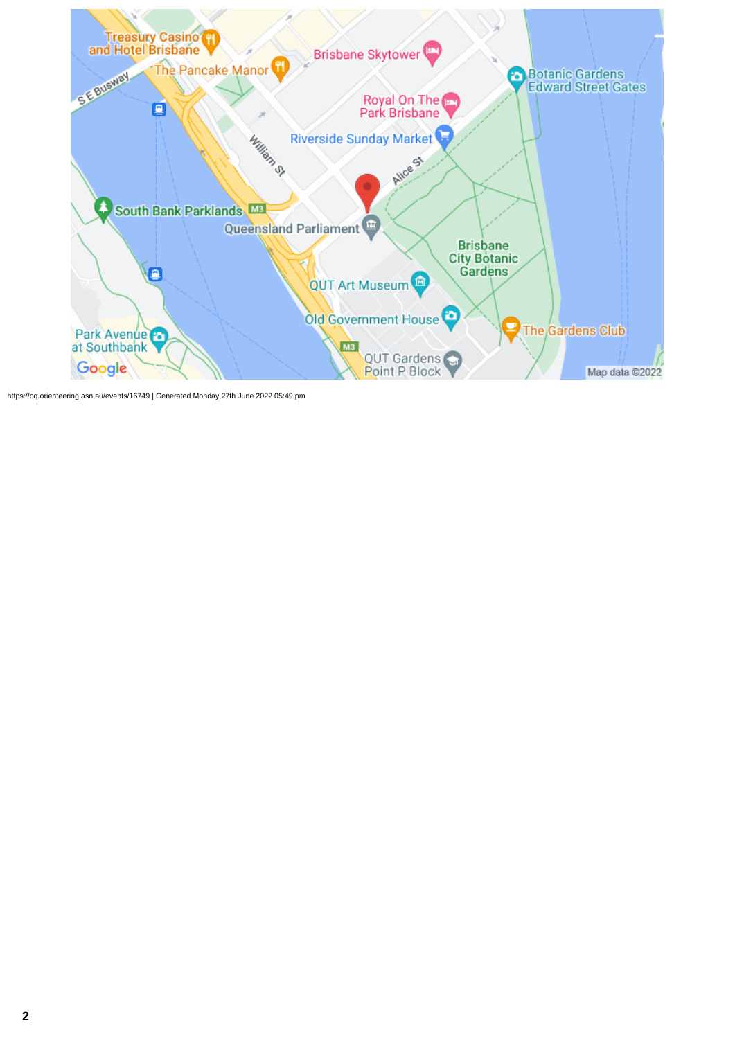Treasury Casino and Hotel Brisbane

The Pancake Manor

Brisbane Skytower

Botanic Gardens Edward Street Gates

S E Busway

Royal On The Park Brisbane

Riverside Sunday Market

William St

Alice St

South Bank Parklands

M3

Queensland Parliament

Brisbane City Botanic Gardens

QUT Art Museum

Old Government House

The Gardens Club

Park Avenue at Southbank

M3

QUT Gardens Point P Block

Google

Map data ©2022